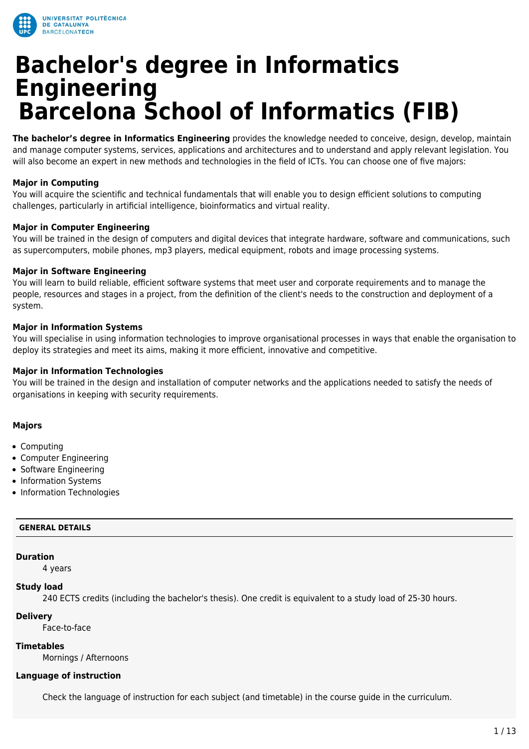# Bachelor's degree in Informatics Engineering
# Barcelona School of Informatics (FIB)

**The bachelor's degree in Informatics Engineering** provides the knowledge needed to conceive, design, develop, maintain and manage computer systems, services, applications and architectures and to understand and apply relevant legislation. You will also become an expert in new methods and technologies in the field of ICTs. You can choose one of five majors:

**Major in Computing**
You will acquire the scientific and technical fundamentals that will enable you to design efficient solutions to computing challenges, particularly in artificial intelligence, bioinformatics and virtual reality.

**Major in Computer Engineering**
You will be trained in the design of computers and digital devices that integrate hardware, software and communications, such as supercomputers, mobile phones, mp3 players, medical equipment, robots and image processing systems.

**Major in Software Engineering**
You will learn to build reliable, efficient software systems that meet user and corporate requirements and to manage the people, resources and stages in a project, from the definition of the client's needs to the construction and deployment of a system.

**Major in Information Systems**
You will specialise in using information technologies to improve organisational processes in ways that enable the organisation to deploy its strategies and meet its aims, making it more efficient, innovative and competitive.

**Major in Information Technologies**
You will be trained in the design and installation of computer networks and the applications needed to satisfy the needs of organisations in keeping with security requirements.

**Majors**

- Computing
- Computer Engineering
- Software Engineering
- Information Systems
- Information Technologies

**GENERAL DETAILS**

**Duration**
4 years

**Study load**
240 ECTS credits (including the bachelor's thesis). One credit is equivalent to a study load of 25-30 hours.

**Delivery**
Face-to-face

**Timetables**
Mornings / Afternoons

**Language of instruction**

Check the language of instruction for each subject (and timetable) in the course guide in the curriculum.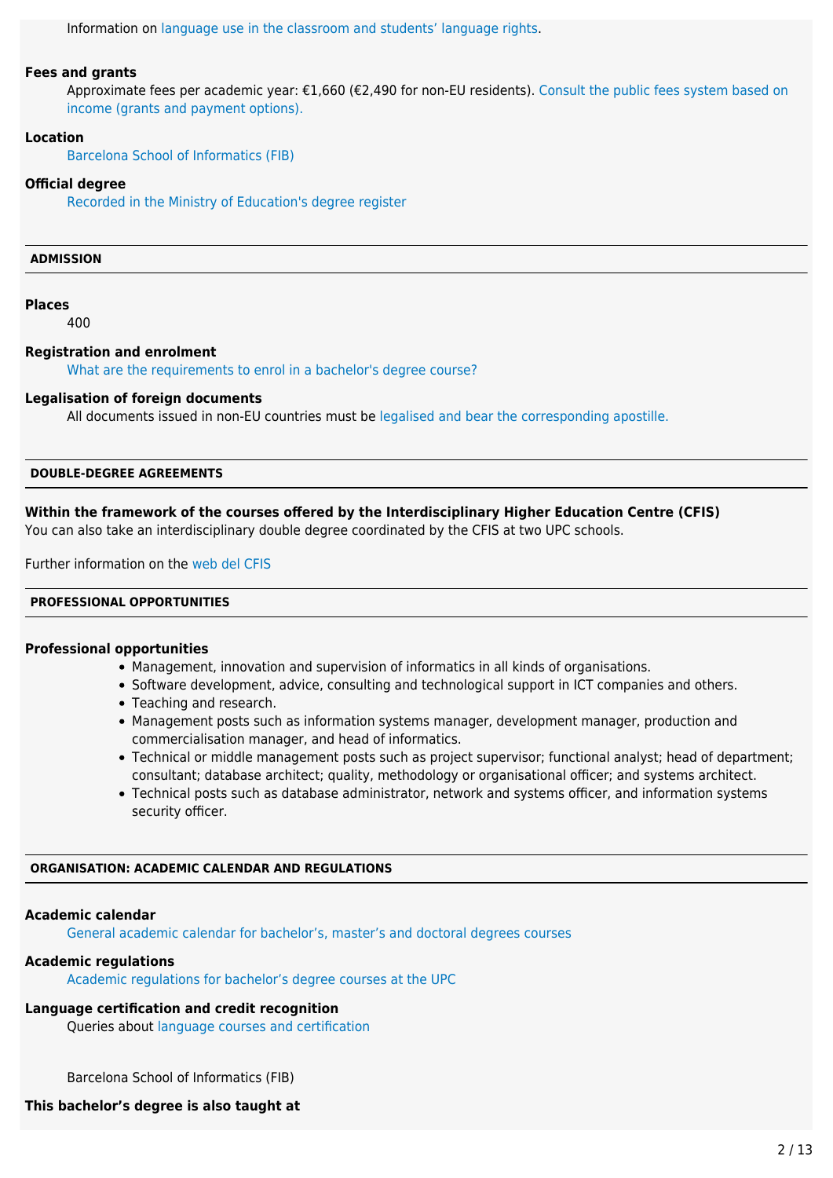Information on language use in the classroom and students' language rights.

**Fees and grants**

Approximate fees per academic year: €1,660 (€2,490 for non-EU residents). Consult the public fees system based on income (grants and payment options).

**Location**

Barcelona School of Informatics (FIB)

**Official degree**

Recorded in the Ministry of Education's degree register

## ADMISSION

**Places**

400

**Registration and enrolment**

What are the requirements to enrol in a bachelor's degree course?

**Legalisation of foreign documents**

All documents issued in non-EU countries must be legalised and bear the corresponding apostille.

## DOUBLE-DEGREE AGREEMENTS

**Within the framework of the courses offered by the Interdisciplinary Higher Education Centre (CFIS)**

You can also take an interdisciplinary double degree coordinated by the CFIS at two UPC schools.

Further information on the web del CFIS

## PROFESSIONAL OPPORTUNITIES

**Professional opportunities**

- Management, innovation and supervision of informatics in all kinds of organisations.
- Software development, advice, consulting and technological support in ICT companies and others.
- Teaching and research.
- Management posts such as information systems manager, development manager, production and commercialisation manager, and head of informatics.
- Technical or middle management posts such as project supervisor; functional analyst; head of department; consultant; database architect; quality, methodology or organisational officer; and systems architect.
- Technical posts such as database administrator, network and systems officer, and information systems security officer.

## ORGANISATION: ACADEMIC CALENDAR AND REGULATIONS

**Academic calendar**

General academic calendar for bachelor's, master's and doctoral degrees courses

**Academic regulations**

Academic regulations for bachelor's degree courses at the UPC

**Language certification and credit recognition**

Queries about language courses and certification

Barcelona School of Informatics (FIB)

**This bachelor's degree is also taught at**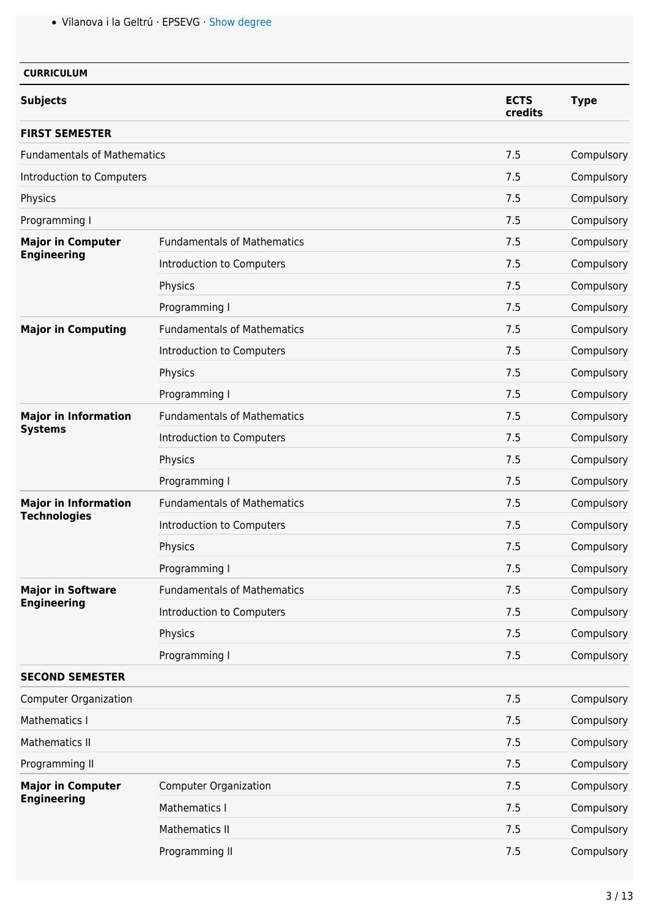- Vilanova i la Geltrú · EPSEVG · Show degree

**CURRICULUM**

| Subjects | | ECTS credits | Type |
|---|---|---|---|
| **FIRST SEMESTER** | | | |
| Fundamentals of Mathematics | | 7.5 | Compulsory |
| Introduction to Computers | | 7.5 | Compulsory |
| Physics | | 7.5 | Compulsory |
| Programming I | | 7.5 | Compulsory |
| **Major in Computer Engineering** | Fundamentals of Mathematics | 7.5 | Compulsory |
| | Introduction to Computers | 7.5 | Compulsory |
| | Physics | 7.5 | Compulsory |
| | Programming I | 7.5 | Compulsory |
| **Major in Computing** | Fundamentals of Mathematics | 7.5 | Compulsory |
| | Introduction to Computers | 7.5 | Compulsory |
| | Physics | 7.5 | Compulsory |
| | Programming I | 7.5 | Compulsory |
| **Major in Information Systems** | Fundamentals of Mathematics | 7.5 | Compulsory |
| | Introduction to Computers | 7.5 | Compulsory |
| | Physics | 7.5 | Compulsory |
| | Programming I | 7.5 | Compulsory |
| **Major in Information Technologies** | Fundamentals of Mathematics | 7.5 | Compulsory |
| | Introduction to Computers | 7.5 | Compulsory |
| | Physics | 7.5 | Compulsory |
| | Programming I | 7.5 | Compulsory |
| **Major in Software Engineering** | Fundamentals of Mathematics | 7.5 | Compulsory |
| | Introduction to Computers | 7.5 | Compulsory |
| | Physics | 7.5 | Compulsory |
| | Programming I | 7.5 | Compulsory |
| **SECOND SEMESTER** | | | |
| Computer Organization | | 7.5 | Compulsory |
| Mathematics I | | 7.5 | Compulsory |
| Mathematics II | | 7.5 | Compulsory |
| Programming II | | 7.5 | Compulsory |
| **Major in Computer Engineering** | Computer Organization | 7.5 | Compulsory |
| | Mathematics I | 7.5 | Compulsory |
| | Mathematics II | 7.5 | Compulsory |
| | Programming II | 7.5 | Compulsory |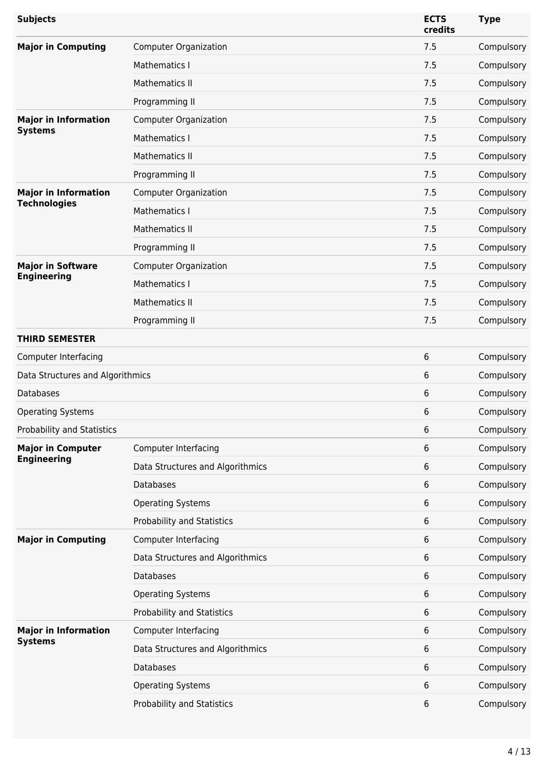| Subjects | | ECTS credits | Type |
| --- | --- | --- | --- |
| **Major in Computing** | Computer Organization | 7.5 | Compulsory |
| | Mathematics I | 7.5 | Compulsory |
| | Mathematics II | 7.5 | Compulsory |
| | Programming II | 7.5 | Compulsory |
| **Major in Information Systems** | Computer Organization | 7.5 | Compulsory |
| | Mathematics I | 7.5 | Compulsory |
| | Mathematics II | 7.5 | Compulsory |
| | Programming II | 7.5 | Compulsory |
| **Major in Information Technologies** | Computer Organization | 7.5 | Compulsory |
| | Mathematics I | 7.5 | Compulsory |
| | Mathematics II | 7.5 | Compulsory |
| | Programming II | 7.5 | Compulsory |
| **Major in Software Engineering** | Computer Organization | 7.5 | Compulsory |
| | Mathematics I | 7.5 | Compulsory |
| | Mathematics II | 7.5 | Compulsory |
| | Programming II | 7.5 | Compulsory |
| **THIRD SEMESTER** | | | |
| Computer Interfacing | | 6 | Compulsory |
| Data Structures and Algorithmics | | 6 | Compulsory |
| Databases | | 6 | Compulsory |
| Operating Systems | | 6 | Compulsory |
| Probability and Statistics | | 6 | Compulsory |
| **Major in Computer Engineering** | Computer Interfacing | 6 | Compulsory |
| | Data Structures and Algorithmics | 6 | Compulsory |
| | Databases | 6 | Compulsory |
| | Operating Systems | 6 | Compulsory |
| | Probability and Statistics | 6 | Compulsory |
| **Major in Computing** | Computer Interfacing | 6 | Compulsory |
| | Data Structures and Algorithmics | 6 | Compulsory |
| | Databases | 6 | Compulsory |
| | Operating Systems | 6 | Compulsory |
| | Probability and Statistics | 6 | Compulsory |
| **Major in Information Systems** | Computer Interfacing | 6 | Compulsory |
| | Data Structures and Algorithmics | 6 | Compulsory |
| | Databases | 6 | Compulsory |
| | Operating Systems | 6 | Compulsory |
| | Probability and Statistics | 6 | Compulsory |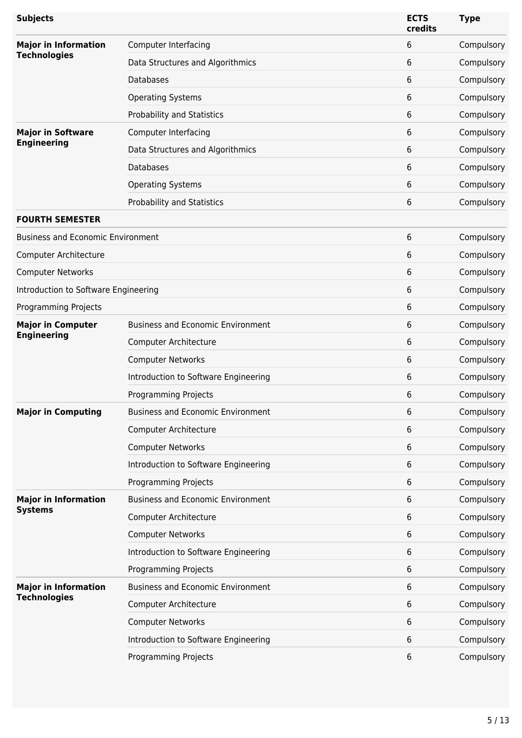| Subjects | | ECTS credits | Type |
|---|---|---|---|
| **Major in Information Technologies** | Computer Interfacing | 6 | Compulsory |
| | Data Structures and Algorithmics | 6 | Compulsory |
| | Databases | 6 | Compulsory |
| | Operating Systems | 6 | Compulsory |
| | Probability and Statistics | 6 | Compulsory |
| **Major in Software Engineering** | Computer Interfacing | 6 | Compulsory |
| | Data Structures and Algorithmics | 6 | Compulsory |
| | Databases | 6 | Compulsory |
| | Operating Systems | 6 | Compulsory |
| | Probability and Statistics | 6 | Compulsory |
| **FOURTH SEMESTER** | | | |
| Business and Economic Environment | | 6 | Compulsory |
| Computer Architecture | | 6 | Compulsory |
| Computer Networks | | 6 | Compulsory |
| Introduction to Software Engineering | | 6 | Compulsory |
| Programming Projects | | 6 | Compulsory |
| **Major in Computer Engineering** | Business and Economic Environment | 6 | Compulsory |
| | Computer Architecture | 6 | Compulsory |
| | Computer Networks | 6 | Compulsory |
| | Introduction to Software Engineering | 6 | Compulsory |
| | Programming Projects | 6 | Compulsory |
| **Major in Computing** | Business and Economic Environment | 6 | Compulsory |
| | Computer Architecture | 6 | Compulsory |
| | Computer Networks | 6 | Compulsory |
| | Introduction to Software Engineering | 6 | Compulsory |
| | Programming Projects | 6 | Compulsory |
| **Major in Information Systems** | Business and Economic Environment | 6 | Compulsory |
| | Computer Architecture | 6 | Compulsory |
| | Computer Networks | 6 | Compulsory |
| | Introduction to Software Engineering | 6 | Compulsory |
| | Programming Projects | 6 | Compulsory |
| **Major in Information Technologies** | Business and Economic Environment | 6 | Compulsory |
| | Computer Architecture | 6 | Compulsory |
| | Computer Networks | 6 | Compulsory |
| | Introduction to Software Engineering | 6 | Compulsory |
| | Programming Projects | 6 | Compulsory |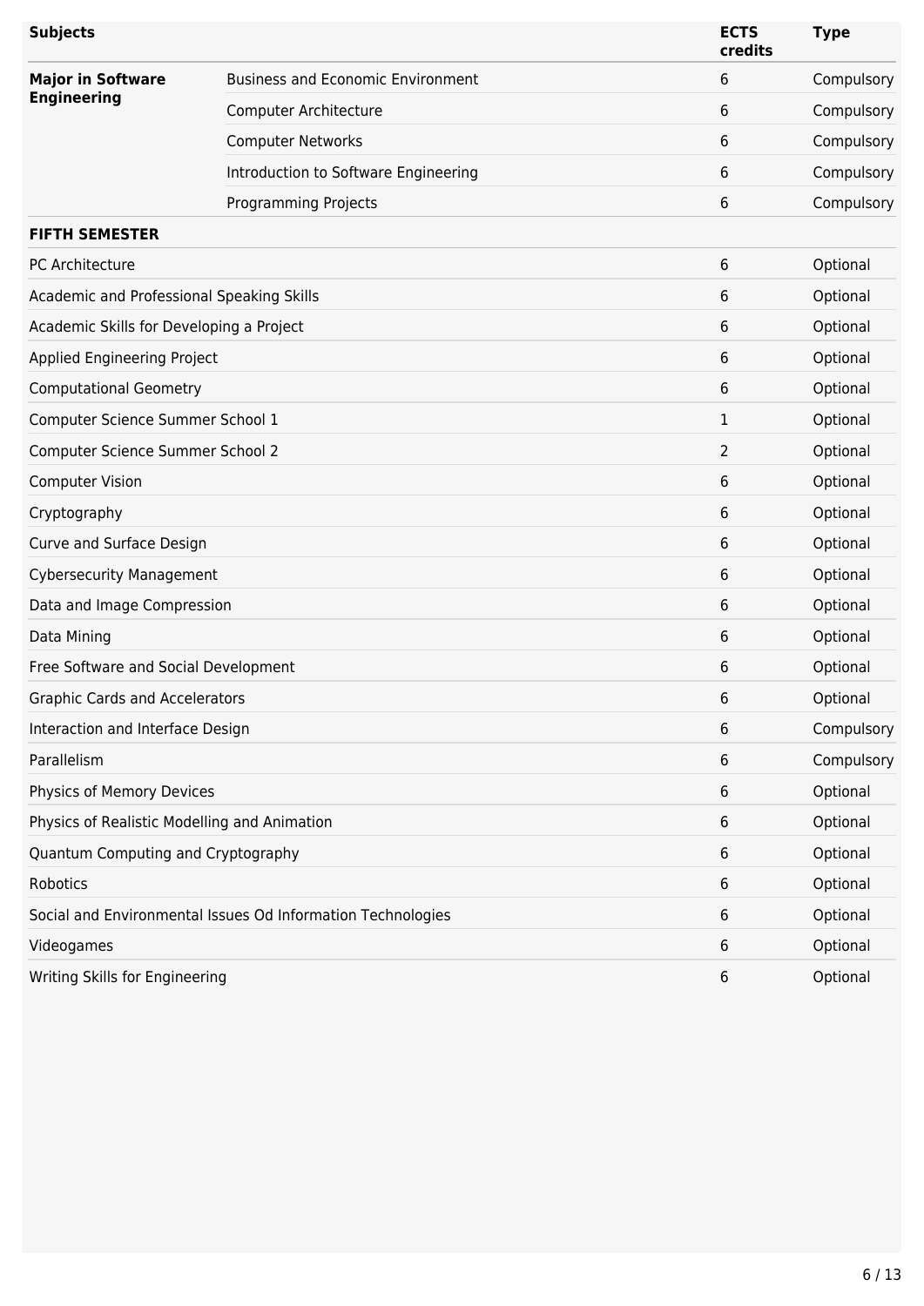| Subjects | | ECTS credits | Type |
|---|---|---|---|
| **Major in Software Engineering** | Business and Economic Environment | 6 | Compulsory |
| | Computer Architecture | 6 | Compulsory |
| | Computer Networks | 6 | Compulsory |
| | Introduction to Software Engineering | 6 | Compulsory |
| | Programming Projects | 6 | Compulsory |
| **FIFTH SEMESTER** | | | |
| PC Architecture | | 6 | Optional |
| Academic and Professional Speaking Skills | | 6 | Optional |
| Academic Skills for Developing a Project | | 6 | Optional |
| Applied Engineering Project | | 6 | Optional |
| Computational Geometry | | 6 | Optional |
| Computer Science Summer School 1 | | 1 | Optional |
| Computer Science Summer School 2 | | 2 | Optional |
| Computer Vision | | 6 | Optional |
| Cryptography | | 6 | Optional |
| Curve and Surface Design | | 6 | Optional |
| Cybersecurity Management | | 6 | Optional |
| Data and Image Compression | | 6 | Optional |
| Data Mining | | 6 | Optional |
| Free Software and Social Development | | 6 | Optional |
| Graphic Cards and Accelerators | | 6 | Optional |
| Interaction and Interface Design | | 6 | Compulsory |
| Parallelism | | 6 | Compulsory |
| Physics of Memory Devices | | 6 | Optional |
| Physics of Realistic Modelling and Animation | | 6 | Optional |
| Quantum Computing and Cryptography | | 6 | Optional |
| Robotics | | 6 | Optional |
| Social and Environmental Issues Od Information Technologies | | 6 | Optional |
| Videogames | | 6 | Optional |
| Writing Skills for Engineering | | 6 | Optional |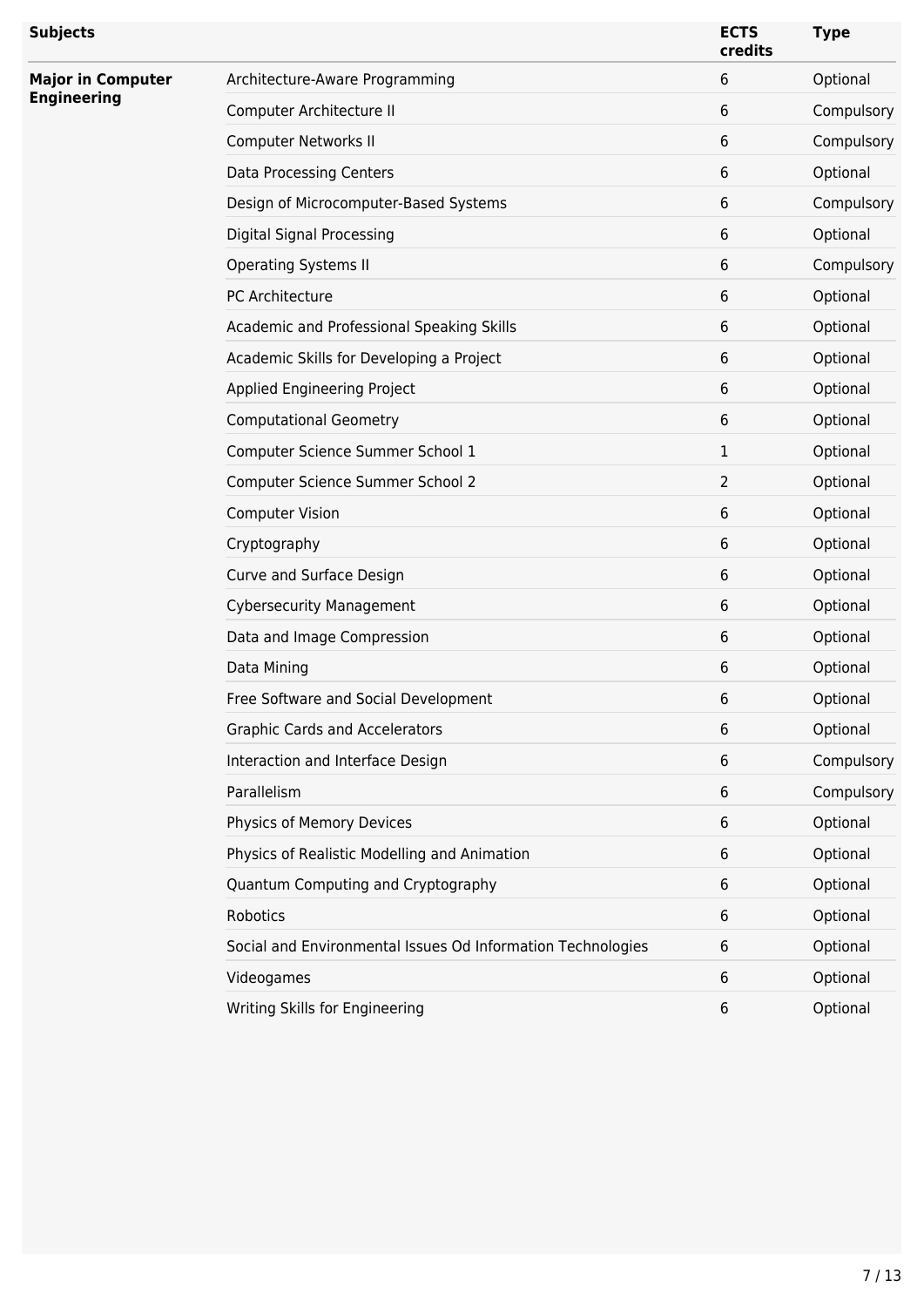| Subjects | | ECTS credits | Type |
|---|---|---|---|
| **Major in Computer Engineering** | Architecture-Aware Programming | 6 | Optional |
| | Computer Architecture II | 6 | Compulsory |
| | Computer Networks II | 6 | Compulsory |
| | Data Processing Centers | 6 | Optional |
| | Design of Microcomputer-Based Systems | 6 | Compulsory |
| | Digital Signal Processing | 6 | Optional |
| | Operating Systems II | 6 | Compulsory |
| | PC Architecture | 6 | Optional |
| | Academic and Professional Speaking Skills | 6 | Optional |
| | Academic Skills for Developing a Project | 6 | Optional |
| | Applied Engineering Project | 6 | Optional |
| | Computational Geometry | 6 | Optional |
| | Computer Science Summer School 1 | 1 | Optional |
| | Computer Science Summer School 2 | 2 | Optional |
| | Computer Vision | 6 | Optional |
| | Cryptography | 6 | Optional |
| | Curve and Surface Design | 6 | Optional |
| | Cybersecurity Management | 6 | Optional |
| | Data and Image Compression | 6 | Optional |
| | Data Mining | 6 | Optional |
| | Free Software and Social Development | 6 | Optional |
| | Graphic Cards and Accelerators | 6 | Optional |
| | Interaction and Interface Design | 6 | Compulsory |
| | Parallelism | 6 | Compulsory |
| | Physics of Memory Devices | 6 | Optional |
| | Physics of Realistic Modelling and Animation | 6 | Optional |
| | Quantum Computing and Cryptography | 6 | Optional |
| | Robotics | 6 | Optional |
| | Social and Environmental Issues Od Information Technologies | 6 | Optional |
| | Videogames | 6 | Optional |
| | Writing Skills for Engineering | 6 | Optional |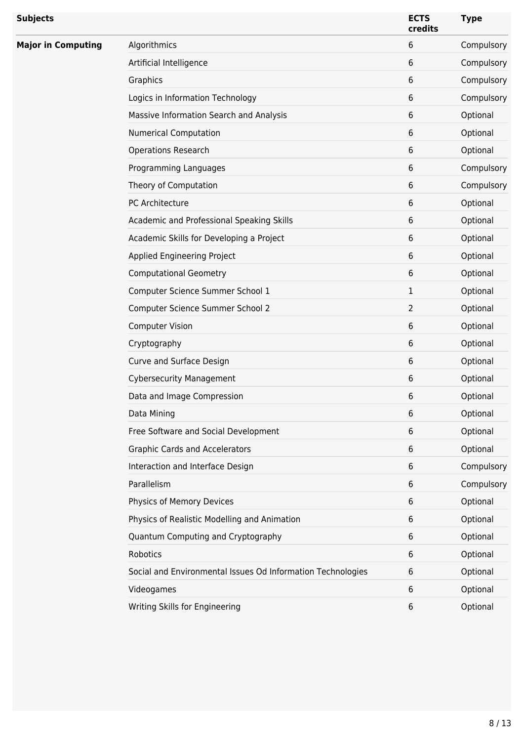| Subjects | | ECTS credits | Type |
|---|---|---|---|
| **Major in Computing** | Algorithmics | 6 | Compulsory |
| | Artificial Intelligence | 6 | Compulsory |
| | Graphics | 6 | Compulsory |
| | Logics in Information Technology | 6 | Compulsory |
| | Massive Information Search and Analysis | 6 | Optional |
| | Numerical Computation | 6 | Optional |
| | Operations Research | 6 | Optional |
| | Programming Languages | 6 | Compulsory |
| | Theory of Computation | 6 | Compulsory |
| | PC Architecture | 6 | Optional |
| | Academic and Professional Speaking Skills | 6 | Optional |
| | Academic Skills for Developing a Project | 6 | Optional |
| | Applied Engineering Project | 6 | Optional |
| | Computational Geometry | 6 | Optional |
| | Computer Science Summer School 1 | 1 | Optional |
| | Computer Science Summer School 2 | 2 | Optional |
| | Computer Vision | 6 | Optional |
| | Cryptography | 6 | Optional |
| | Curve and Surface Design | 6 | Optional |
| | Cybersecurity Management | 6 | Optional |
| | Data and Image Compression | 6 | Optional |
| | Data Mining | 6 | Optional |
| | Free Software and Social Development | 6 | Optional |
| | Graphic Cards and Accelerators | 6 | Optional |
| | Interaction and Interface Design | 6 | Compulsory |
| | Parallelism | 6 | Compulsory |
| | Physics of Memory Devices | 6 | Optional |
| | Physics of Realistic Modelling and Animation | 6 | Optional |
| | Quantum Computing and Cryptography | 6 | Optional |
| | Robotics | 6 | Optional |
| | Social and Environmental Issues Od Information Technologies | 6 | Optional |
| | Videogames | 6 | Optional |
| | Writing Skills for Engineering | 6 | Optional |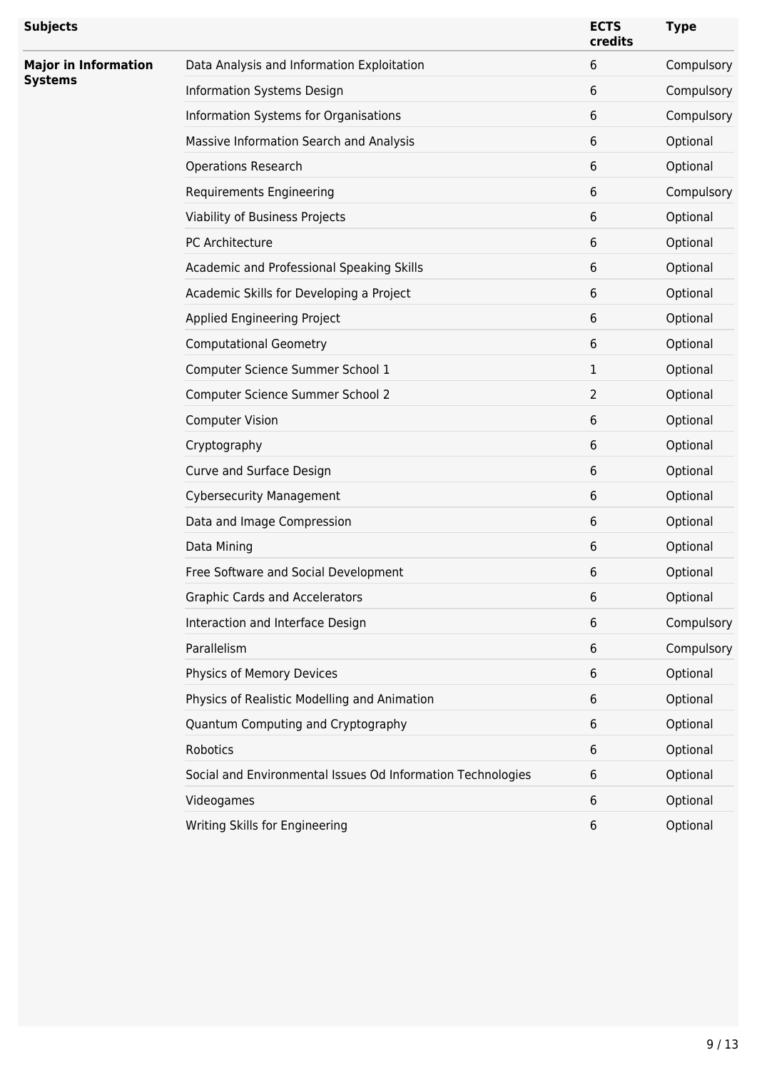| Subjects | | ECTS credits | Type |
|---|---|---|---|
| **Major in Information Systems** | Data Analysis and Information Exploitation | 6 | Compulsory |
| | Information Systems Design | 6 | Compulsory |
| | Information Systems for Organisations | 6 | Compulsory |
| | Massive Information Search and Analysis | 6 | Optional |
| | Operations Research | 6 | Optional |
| | Requirements Engineering | 6 | Compulsory |
| | Viability of Business Projects | 6 | Optional |
| | PC Architecture | 6 | Optional |
| | Academic and Professional Speaking Skills | 6 | Optional |
| | Academic Skills for Developing a Project | 6 | Optional |
| | Applied Engineering Project | 6 | Optional |
| | Computational Geometry | 6 | Optional |
| | Computer Science Summer School 1 | 1 | Optional |
| | Computer Science Summer School 2 | 2 | Optional |
| | Computer Vision | 6 | Optional |
| | Cryptography | 6 | Optional |
| | Curve and Surface Design | 6 | Optional |
| | Cybersecurity Management | 6 | Optional |
| | Data and Image Compression | 6 | Optional |
| | Data Mining | 6 | Optional |
| | Free Software and Social Development | 6 | Optional |
| | Graphic Cards and Accelerators | 6 | Optional |
| | Interaction and Interface Design | 6 | Compulsory |
| | Parallelism | 6 | Compulsory |
| | Physics of Memory Devices | 6 | Optional |
| | Physics of Realistic Modelling and Animation | 6 | Optional |
| | Quantum Computing and Cryptography | 6 | Optional |
| | Robotics | 6 | Optional |
| | Social and Environmental Issues Od Information Technologies | 6 | Optional |
| | Videogames | 6 | Optional |
| | Writing Skills for Engineering | 6 | Optional |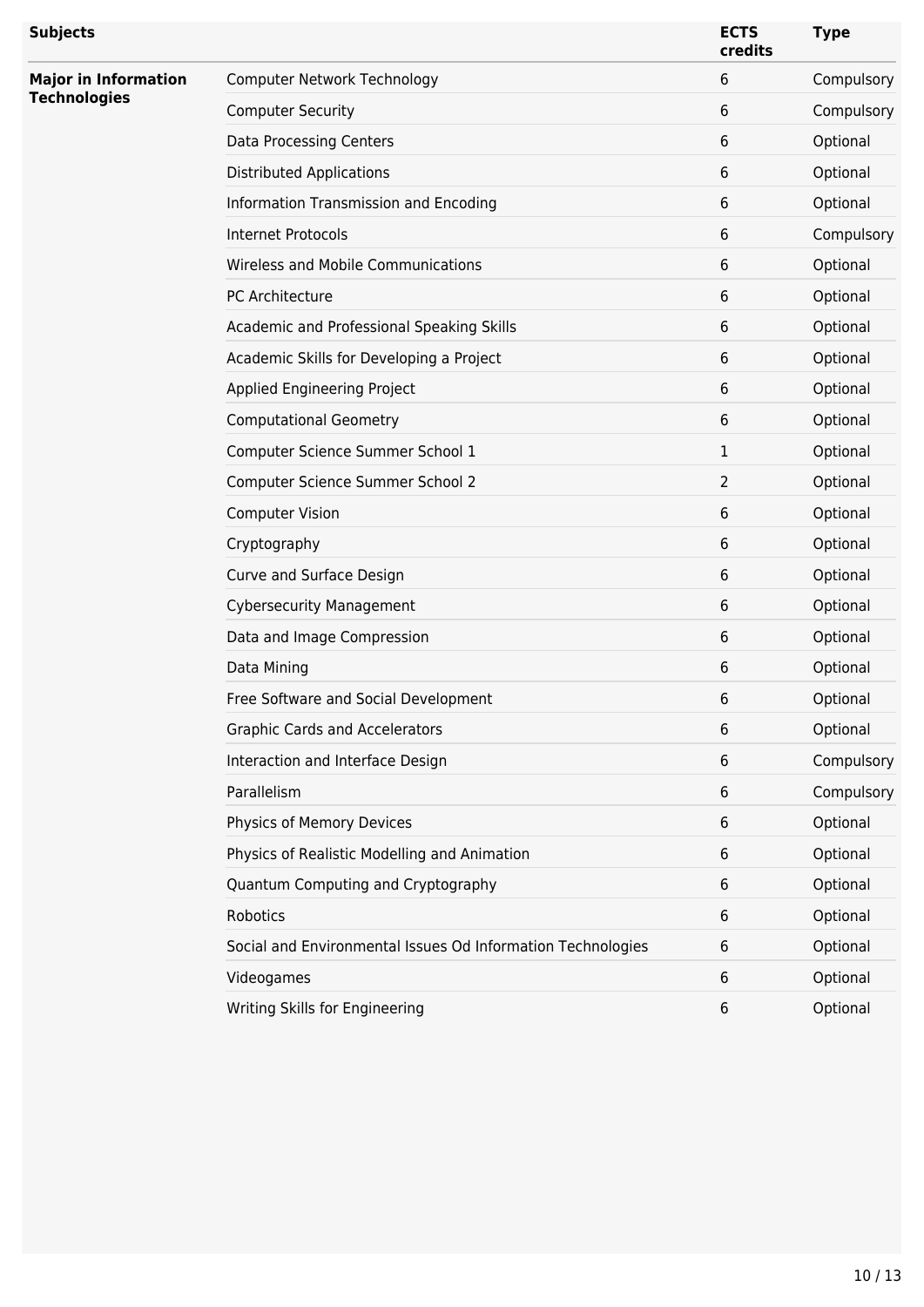| Subjects | | ECTS credits | Type |
|---|---|---|---|
| **Major in Information Technologies** | Computer Network Technology | 6 | Compulsory |
| | Computer Security | 6 | Compulsory |
| | Data Processing Centers | 6 | Optional |
| | Distributed Applications | 6 | Optional |
| | Information Transmission and Encoding | 6 | Optional |
| | Internet Protocols | 6 | Compulsory |
| | Wireless and Mobile Communications | 6 | Optional |
| | PC Architecture | 6 | Optional |
| | Academic and Professional Speaking Skills | 6 | Optional |
| | Academic Skills for Developing a Project | 6 | Optional |
| | Applied Engineering Project | 6 | Optional |
| | Computational Geometry | 6 | Optional |
| | Computer Science Summer School 1 | 1 | Optional |
| | Computer Science Summer School 2 | 2 | Optional |
| | Computer Vision | 6 | Optional |
| | Cryptography | 6 | Optional |
| | Curve and Surface Design | 6 | Optional |
| | Cybersecurity Management | 6 | Optional |
| | Data and Image Compression | 6 | Optional |
| | Data Mining | 6 | Optional |
| | Free Software and Social Development | 6 | Optional |
| | Graphic Cards and Accelerators | 6 | Optional |
| | Interaction and Interface Design | 6 | Compulsory |
| | Parallelism | 6 | Compulsory |
| | Physics of Memory Devices | 6 | Optional |
| | Physics of Realistic Modelling and Animation | 6 | Optional |
| | Quantum Computing and Cryptography | 6 | Optional |
| | Robotics | 6 | Optional |
| | Social and Environmental Issues Od Information Technologies | 6 | Optional |
| | Videogames | 6 | Optional |
| | Writing Skills for Engineering | 6 | Optional |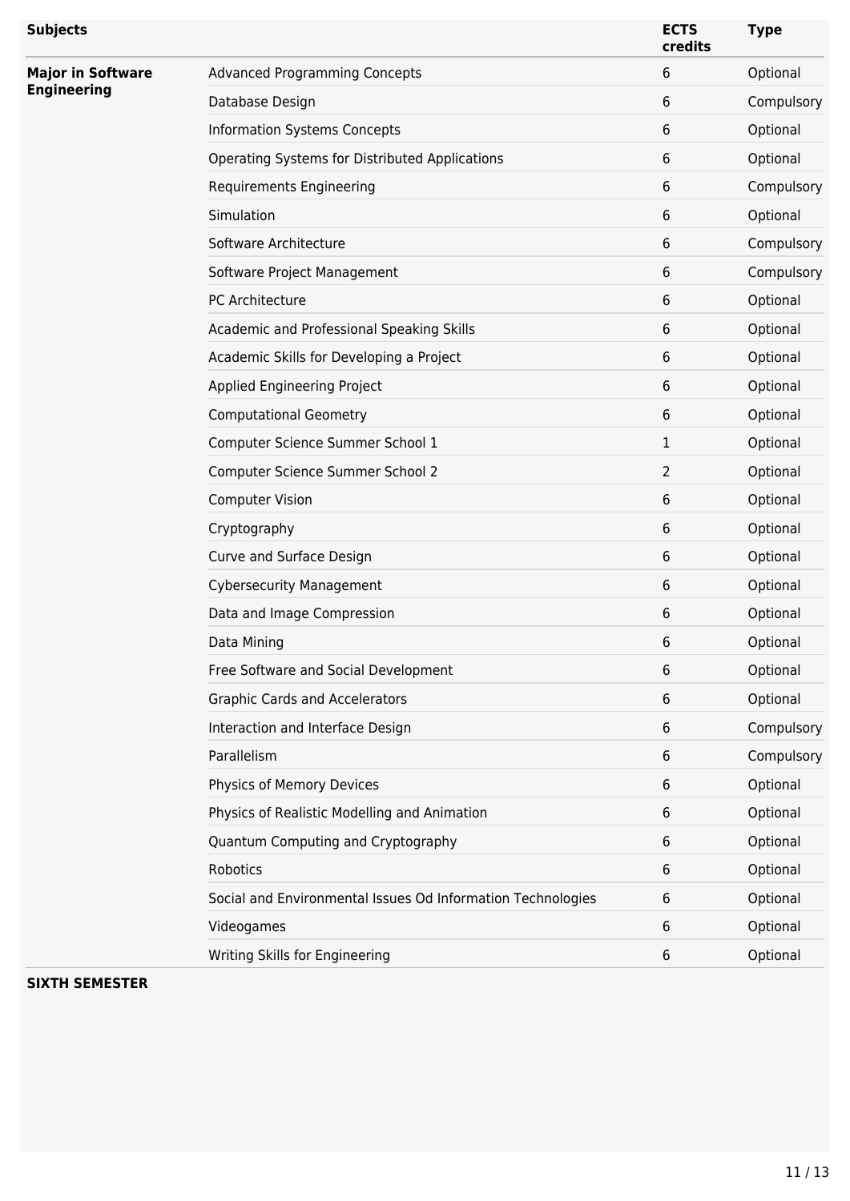| Subjects | | ECTS credits | Type |
|---|---|---|---|
| **Major in Software Engineering** | Advanced Programming Concepts | 6 | Optional |
| | Database Design | 6 | Compulsory |
| | Information Systems Concepts | 6 | Optional |
| | Operating Systems for Distributed Applications | 6 | Optional |
| | Requirements Engineering | 6 | Compulsory |
| | Simulation | 6 | Optional |
| | Software Architecture | 6 | Compulsory |
| | Software Project Management | 6 | Compulsory |
| | PC Architecture | 6 | Optional |
| | Academic and Professional Speaking Skills | 6 | Optional |
| | Academic Skills for Developing a Project | 6 | Optional |
| | Applied Engineering Project | 6 | Optional |
| | Computational Geometry | 6 | Optional |
| | Computer Science Summer School 1 | 1 | Optional |
| | Computer Science Summer School 2 | 2 | Optional |
| | Computer Vision | 6 | Optional |
| | Cryptography | 6 | Optional |
| | Curve and Surface Design | 6 | Optional |
| | Cybersecurity Management | 6 | Optional |
| | Data and Image Compression | 6 | Optional |
| | Data Mining | 6 | Optional |
| | Free Software and Social Development | 6 | Optional |
| | Graphic Cards and Accelerators | 6 | Optional |
| | Interaction and Interface Design | 6 | Compulsory |
| | Parallelism | 6 | Compulsory |
| | Physics of Memory Devices | 6 | Optional |
| | Physics of Realistic Modelling and Animation | 6 | Optional |
| | Quantum Computing and Cryptography | 6 | Optional |
| | Robotics | 6 | Optional |
| | Social and Environmental Issues Od Information Technologies | 6 | Optional |
| | Videogames | 6 | Optional |
| | Writing Skills for Engineering | 6 | Optional |

**SIXTH SEMESTER**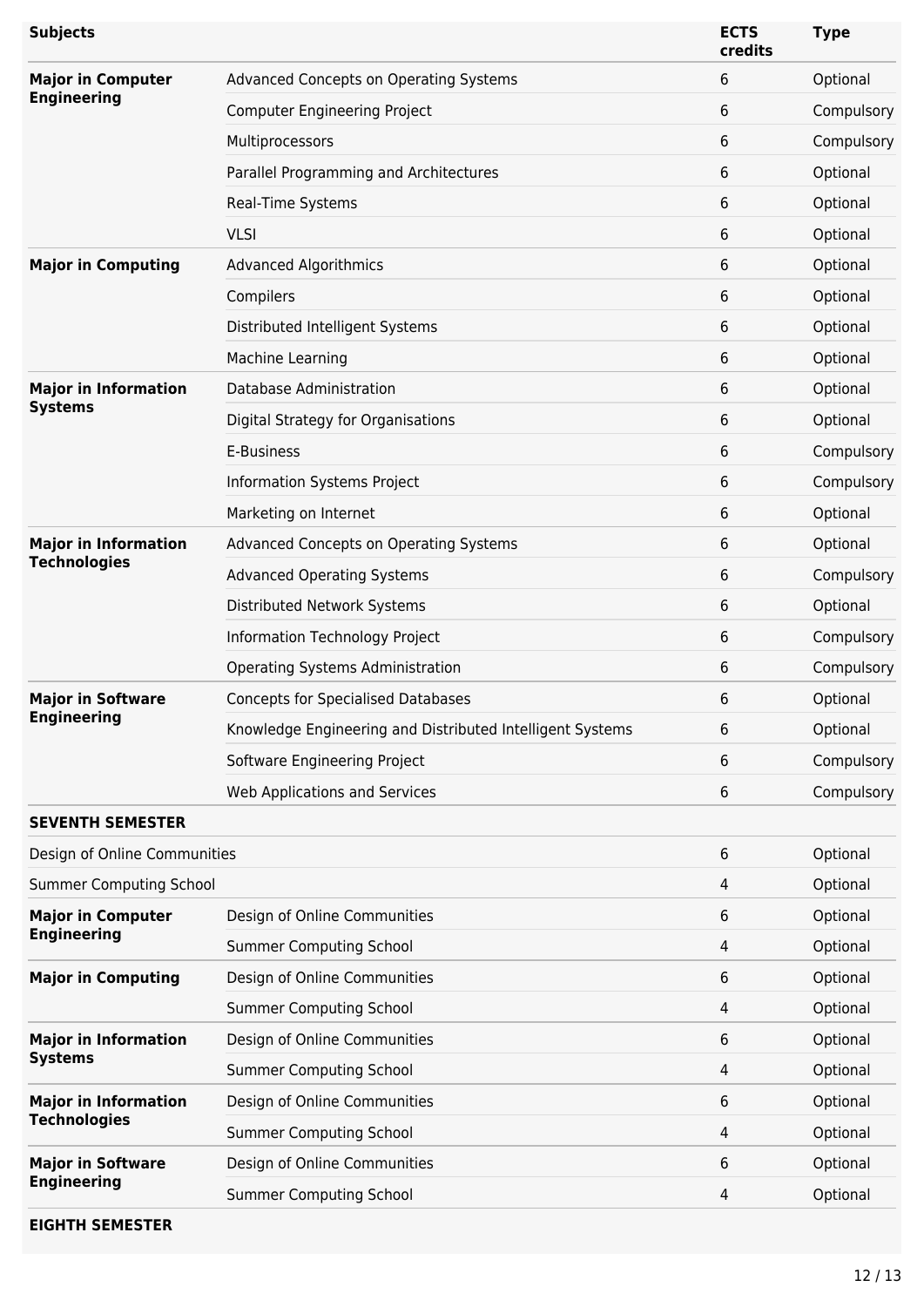| Subjects | | ECTS credits | Type |
|---|---|---|---|
| **Major in Computer Engineering** | Advanced Concepts on Operating Systems | 6 | Optional |
| | Computer Engineering Project | 6 | Compulsory |
| | Multiprocessors | 6 | Compulsory |
| | Parallel Programming and Architectures | 6 | Optional |
| | Real-Time Systems | 6 | Optional |
| | VLSI | 6 | Optional |
| **Major in Computing** | Advanced Algorithmics | 6 | Optional |
| | Compilers | 6 | Optional |
| | Distributed Intelligent Systems | 6 | Optional |
| | Machine Learning | 6 | Optional |
| **Major in Information Systems** | Database Administration | 6 | Optional |
| | Digital Strategy for Organisations | 6 | Optional |
| | E-Business | 6 | Compulsory |
| | Information Systems Project | 6 | Compulsory |
| | Marketing on Internet | 6 | Optional |
| **Major in Information Technologies** | Advanced Concepts on Operating Systems | 6 | Optional |
| | Advanced Operating Systems | 6 | Compulsory |
| | Distributed Network Systems | 6 | Optional |
| | Information Technology Project | 6 | Compulsory |
| | Operating Systems Administration | 6 | Compulsory |
| **Major in Software Engineering** | Concepts for Specialised Databases | 6 | Optional |
| | Knowledge Engineering and Distributed Intelligent Systems | 6 | Optional |
| | Software Engineering Project | 6 | Compulsory |
| | Web Applications and Services | 6 | Compulsory |
| **SEVENTH SEMESTER** | | | |
| Design of Online Communities | | 6 | Optional |
| Summer Computing School | | 4 | Optional |
| **Major in Computer Engineering** | Design of Online Communities | 6 | Optional |
| | Summer Computing School | 4 | Optional |
| **Major in Computing** | Design of Online Communities | 6 | Optional |
| | Summer Computing School | 4 | Optional |
| **Major in Information Systems** | Design of Online Communities | 6 | Optional |
| | Summer Computing School | 4 | Optional |
| **Major in Information Technologies** | Design of Online Communities | 6 | Optional |
| | Summer Computing School | 4 | Optional |
| **Major in Software Engineering** | Design of Online Communities | 6 | Optional |
| | Summer Computing School | 4 | Optional |
| **EIGHTH SEMESTER** | | | |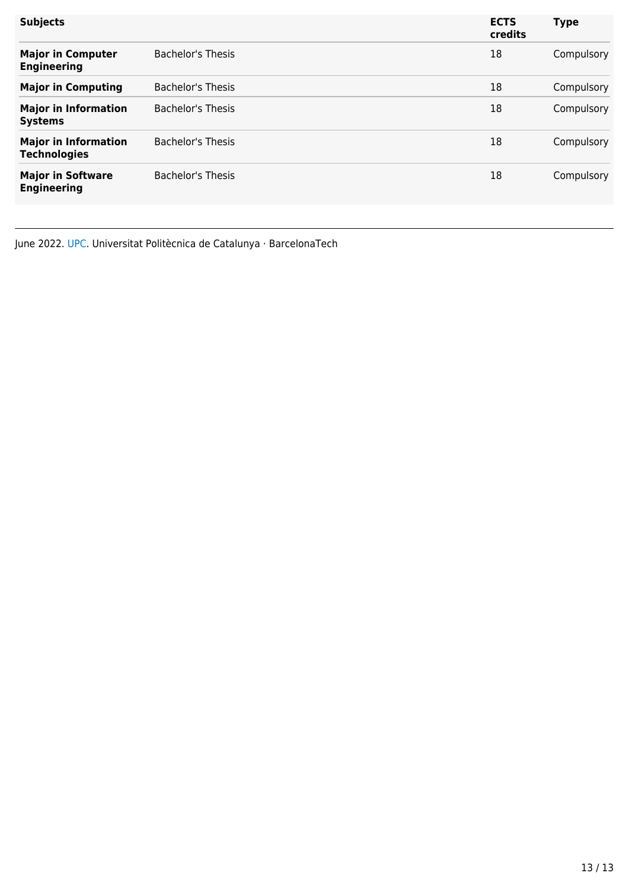| Subjects | | ECTS credits | Type |
|---|---|---|---|
| **Major in Computer Engineering** | Bachelor's Thesis | 18 | Compulsory |
| **Major in Computing** | Bachelor's Thesis | 18 | Compulsory |
| **Major in Information Systems** | Bachelor's Thesis | 18 | Compulsory |
| **Major in Information Technologies** | Bachelor's Thesis | 18 | Compulsory |
| **Major in Software Engineering** | Bachelor's Thesis | 18 | Compulsory |

June 2022. UPC. Universitat Politècnica de Catalunya · BarcelonaTech